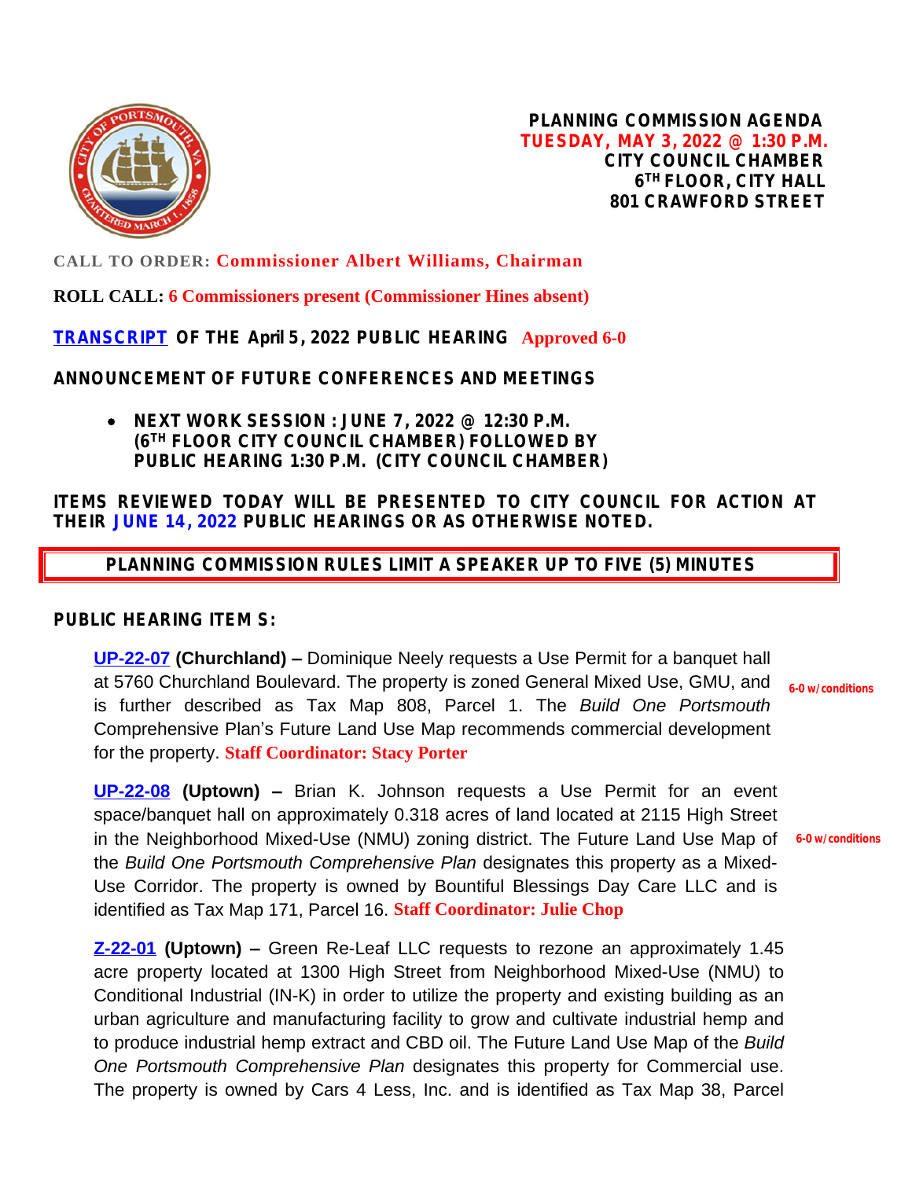# PLANNING COMMISSION AGENDA
**TUESDAY, MAY 3, 2022 @ 1:30 P.M.**
**CITY COUNCIL CHAMBER**
**6TH FLOOR, CITY HALL**
**801 CRAWFORD STREET**

**CALL TO ORDER: Commissioner Albert Williams, Chairman**

**ROLL CALL: 6 Commissioners present (Commissioner Hines absent)**

**TRANSCRIPT OF THE April 5, 2022 PUBLIC HEARING** **Approved 6-0**

**ANNOUNCEMENT OF FUTURE CONFERENCES AND MEETINGS**

- **NEXT WORK SESSION : JUNE 7, 2022 @ 12:30 P.M. (6TH FLOOR CITY COUNCIL CHAMBER) FOLLOWED BY PUBLIC HEARING 1:30 P.M. (CITY COUNCIL CHAMBER)**

**ITEMS REVIEWED TODAY WILL BE PRESENTED TO CITY COUNCIL FOR ACTION AT THEIR JUNE 14, 2022 PUBLIC HEARINGS OR AS OTHERWISE NOTED.**

**PLANNING COMMISSION RULES LIMIT A SPEAKER UP TO FIVE (5) MINUTES**

**PUBLIC HEARING ITEM S:**

**UP-22-07 (Churchland) –** Dominique Neely requests a Use Permit for a banquet hall at 5760 Churchland Boulevard. The property is zoned General Mixed Use, GMU, and is further described as Tax Map 808, Parcel 1. The *Build One Portsmouth* Comprehensive Plan's Future Land Use Map recommends commercial development for the property. **Staff Coordinator: Stacy Porter** **6-0 w/conditions**

**UP-22-08 (Uptown) –** Brian K. Johnson requests a Use Permit for an event space/banquet hall on approximately 0.318 acres of land located at 2115 High Street in the Neighborhood Mixed-Use (NMU) zoning district. The Future Land Use Map of the *Build One Portsmouth Comprehensive Plan* designates this property as a Mixed-Use Corridor. The property is owned by Bountiful Blessings Day Care LLC and is identified as Tax Map 171, Parcel 16. **Staff Coordinator: Julie Chop** **6-0 w/conditions**

**Z-22-01 (Uptown) –** Green Re-Leaf LLC requests to rezone an approximately 1.45 acre property located at 1300 High Street from Neighborhood Mixed-Use (NMU) to Conditional Industrial (IN-K) in order to utilize the property and existing building as an urban agriculture and manufacturing facility to grow and cultivate industrial hemp and to produce industrial hemp extract and CBD oil. The Future Land Use Map of the *Build One Portsmouth Comprehensive Plan* designates this property for Commercial use. The property is owned by Cars 4 Less, Inc. and is identified as Tax Map 38, Parcel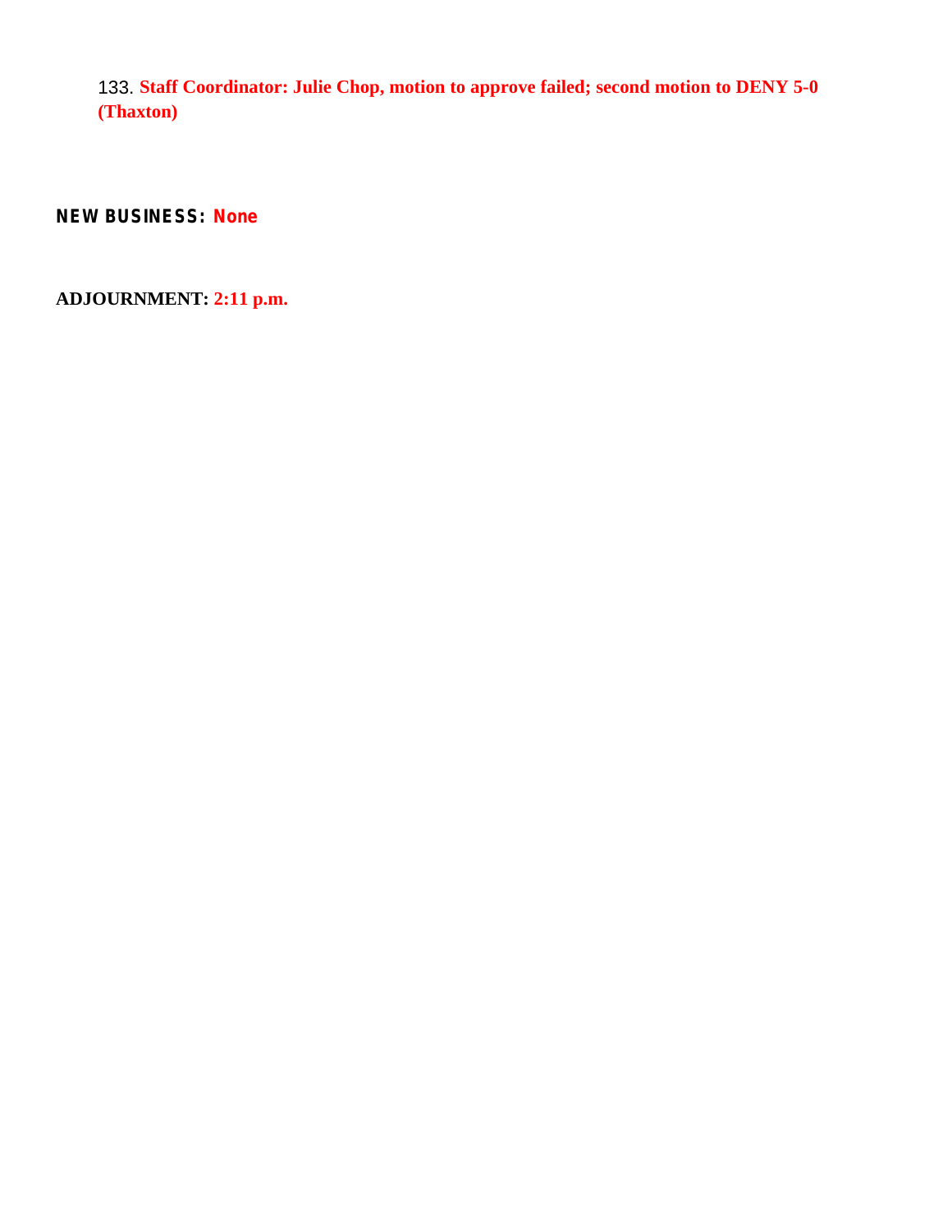133. **Staff Coordinator: Julie Chop, motion to approve failed; second motion to DENY 5-0 (Thaxton)**

**NEW BUSINESS: None**

**ADJOURNMENT: 2:11 p.m.**